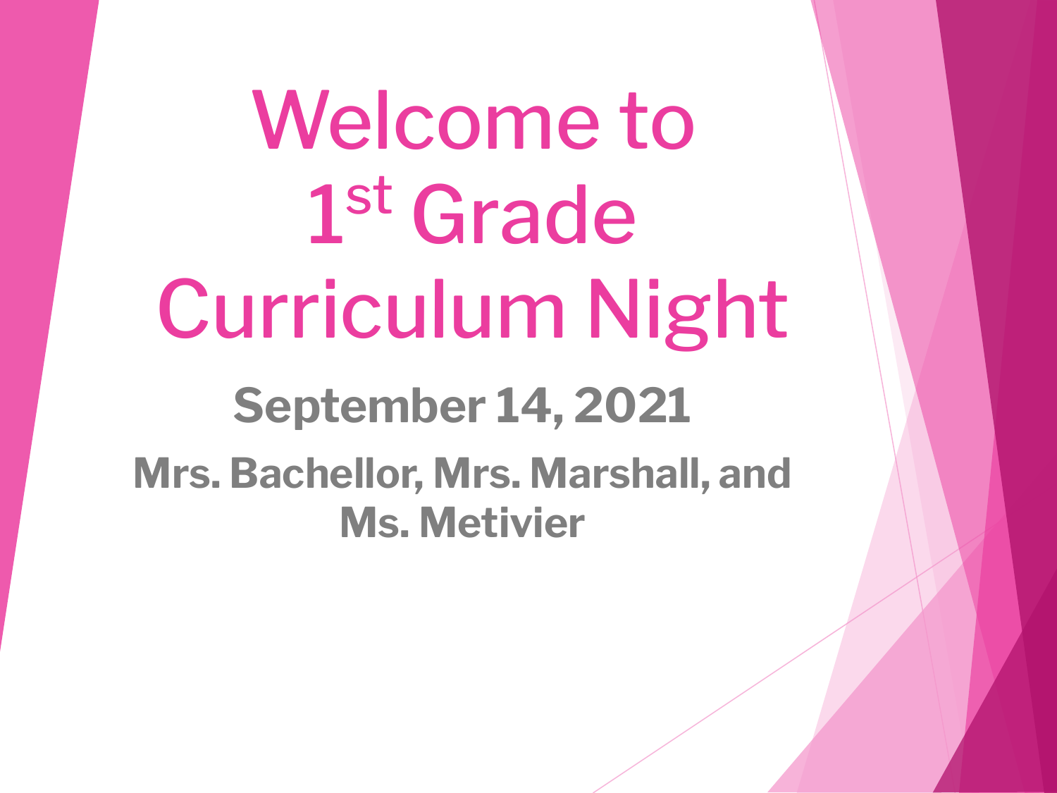# Welcome to 1st Grade Curriculum Night

**September 14, 2021**

**Mrs. Bachellor, Mrs. Marshall, and Ms. Metivier**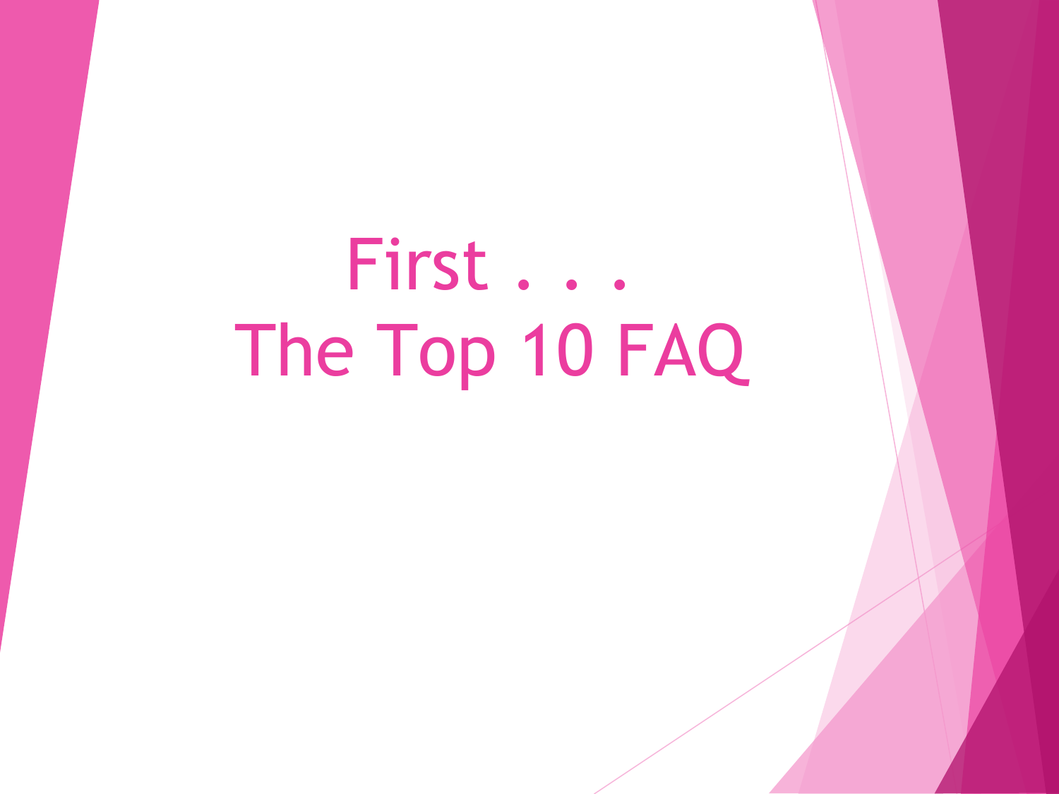# First . . .
# The Top 10 FAQ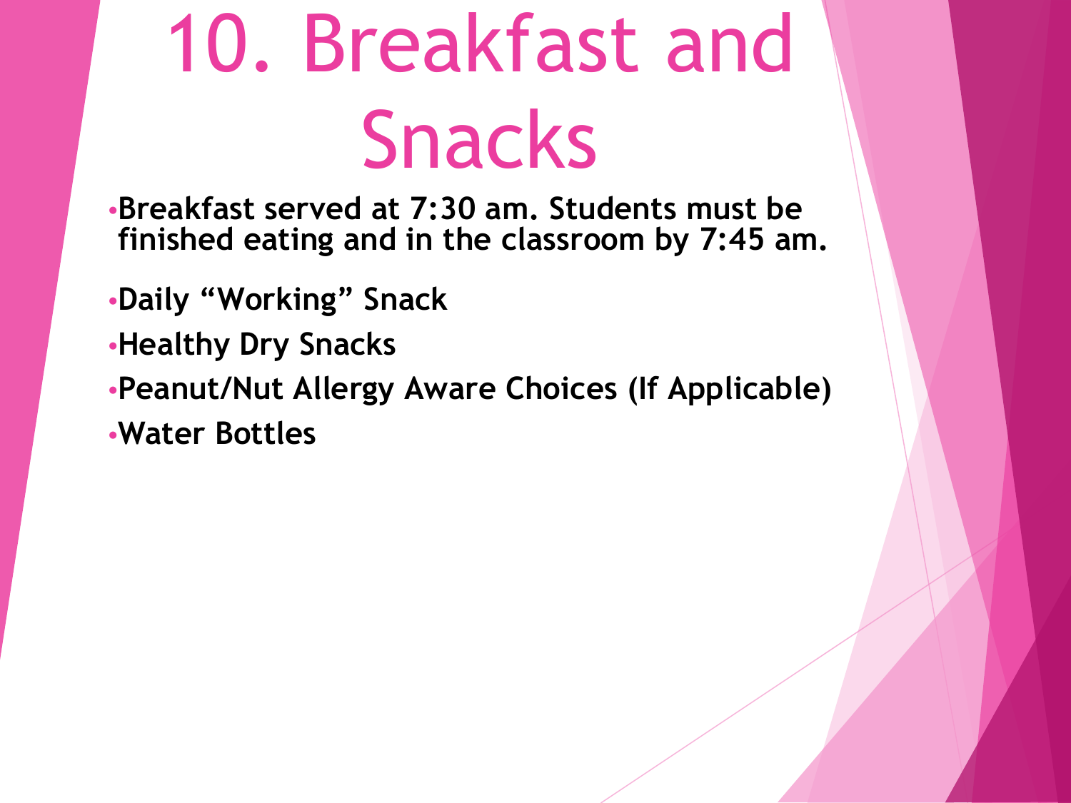# 10. Breakfast and Snacks

- **Breakfast served at 7:30 am. Students must be finished eating and in the classroom by 7:45 am.**
- **Daily “Working” Snack**
- **Healthy Dry Snacks**
- **Peanut/Nut Allergy Aware Choices (If Applicable)**
- **Water Bottles**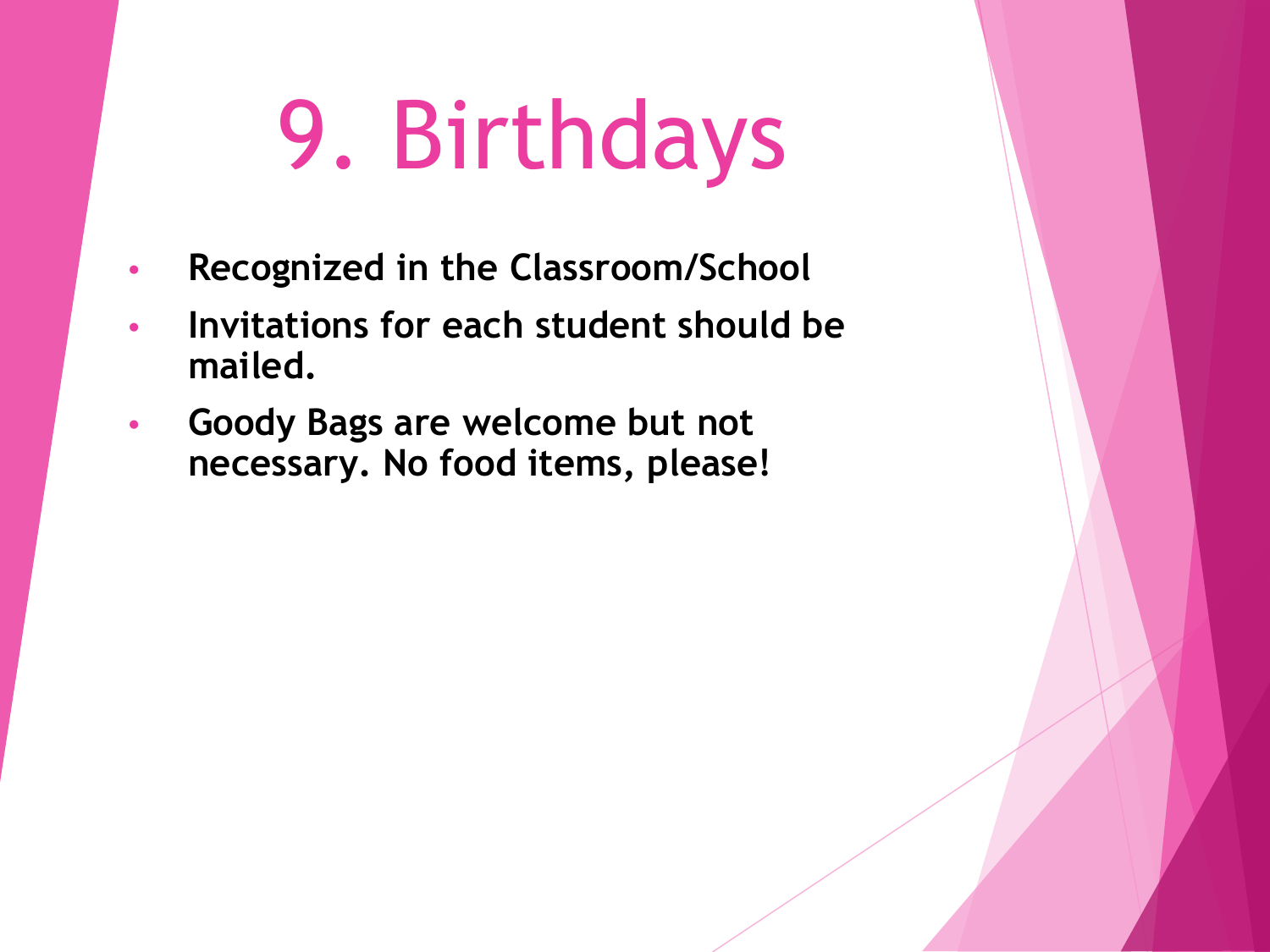# 9. Birthdays

- **Recognized in the Classroom/School**
- **Invitations for each student should be mailed.**
- **Goody Bags are welcome but not necessary. No food items, please!**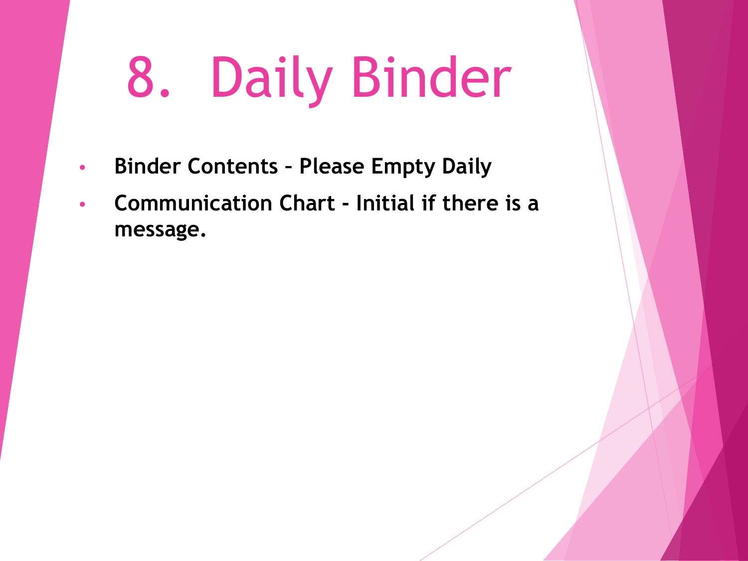# 8. Daily Binder

- **Binder Contents – Please Empty Daily**
- **Communication Chart - Initial if there is a message.**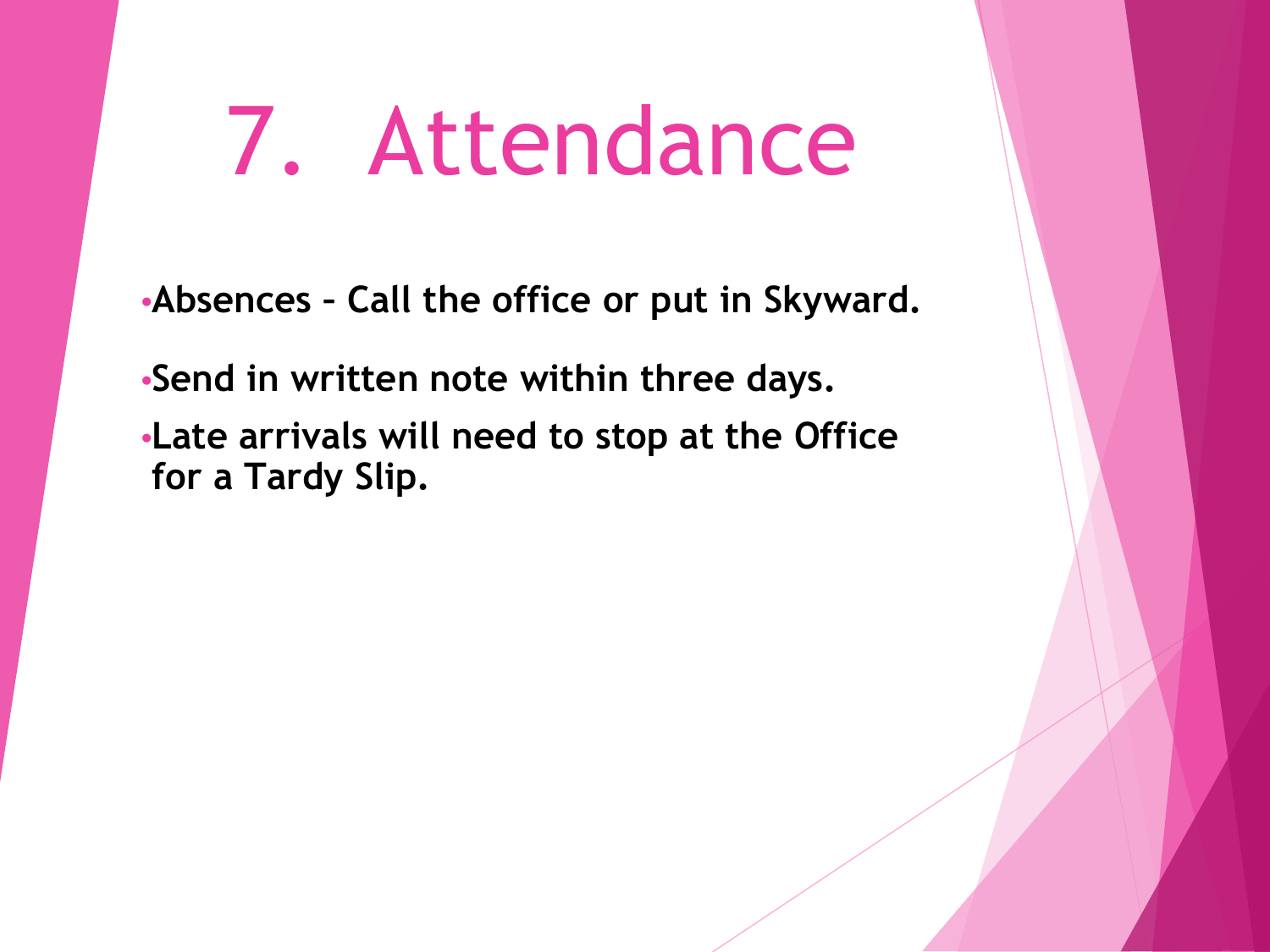# 7. Attendance

- **Absences – Call the office or put in Skyward.**
- **Send in written note within three days.**
- **Late arrivals will need to stop at the Office for a Tardy Slip.**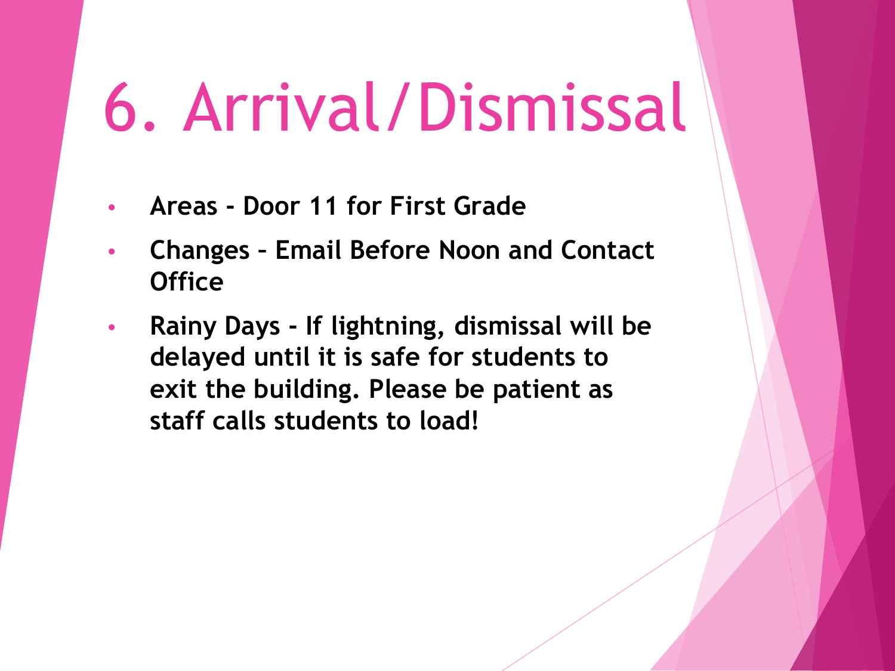# 6. Arrival/Dismissal

- **Areas - Door 11 for First Grade**
- **Changes – Email Before Noon and Contact Office**
- **Rainy Days - If lightning, dismissal will be delayed until it is safe for students to exit the building. Please be patient as staff calls students to load!**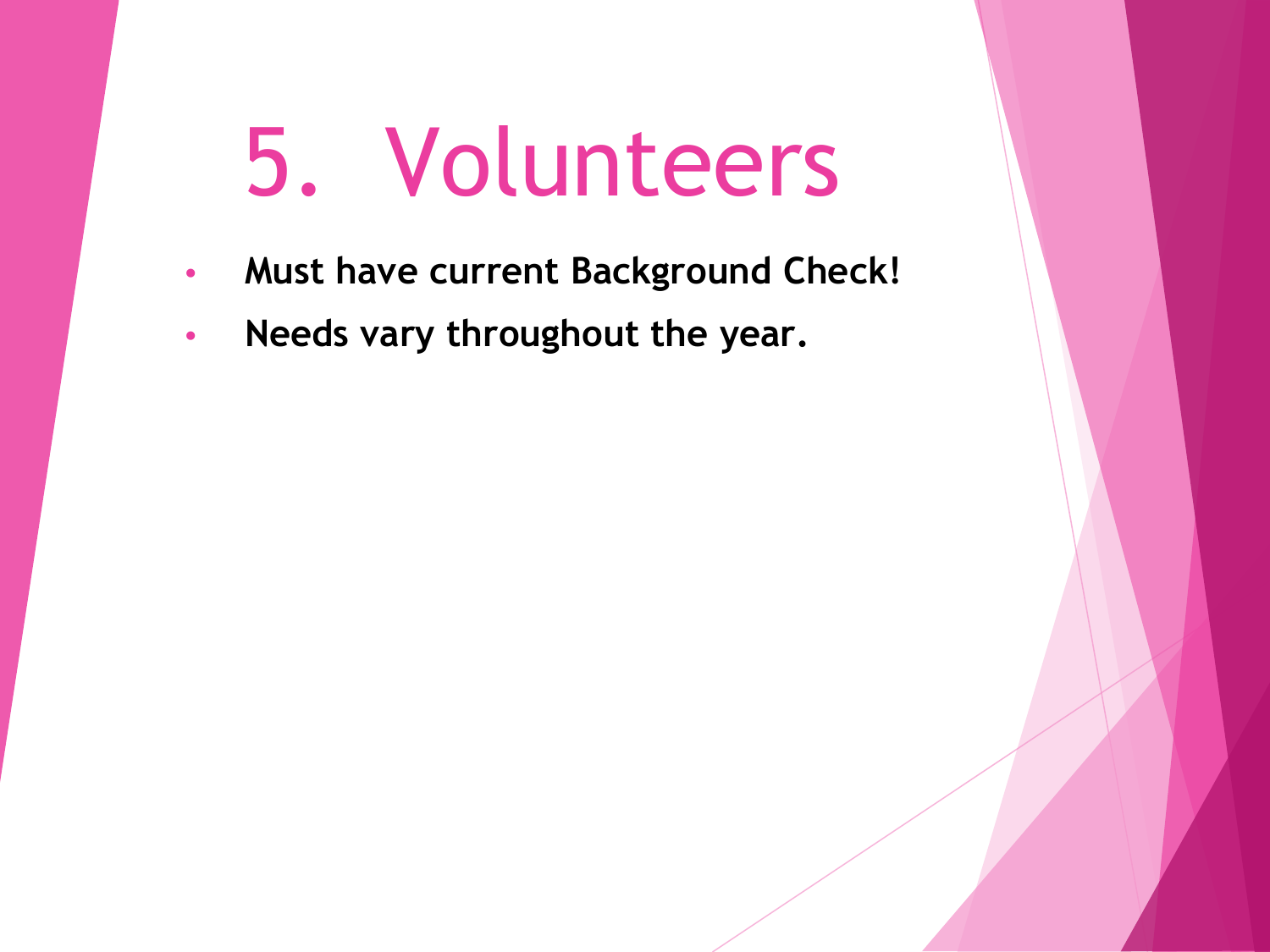# 5. Volunteers

- **Must have current Background Check!**
- **Needs vary throughout the year.**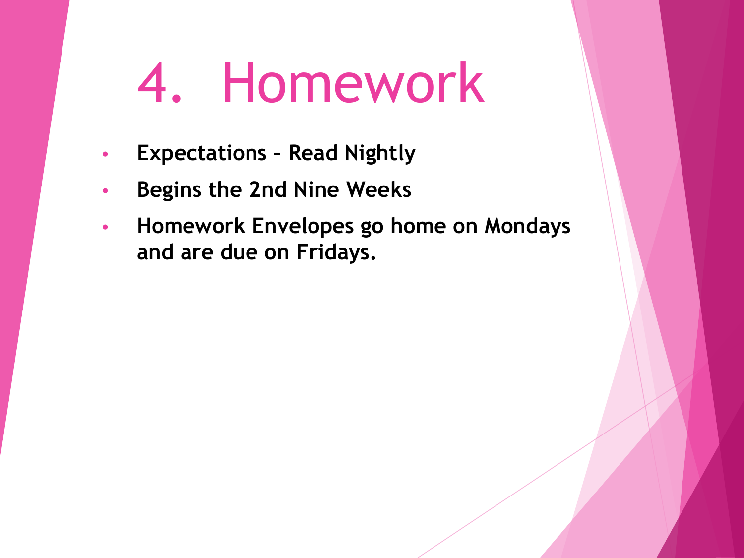# 4. Homework

- **Expectations – Read Nightly**
- **Begins the 2nd Nine Weeks**
- **Homework Envelopes go home on Mondays and are due on Fridays.**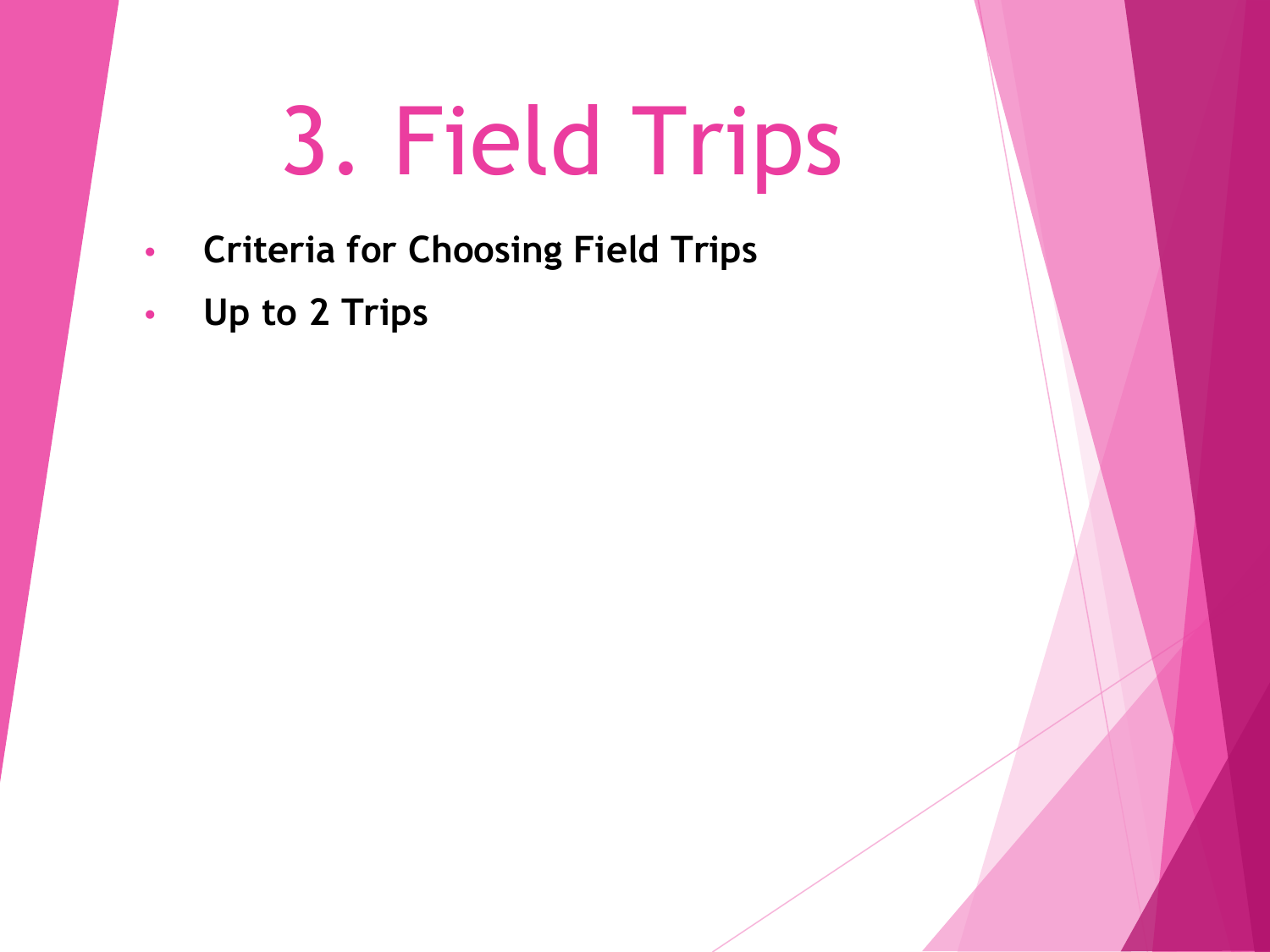# 3. Field Trips

- **Criteria for Choosing Field Trips**
- **Up to 2 Trips**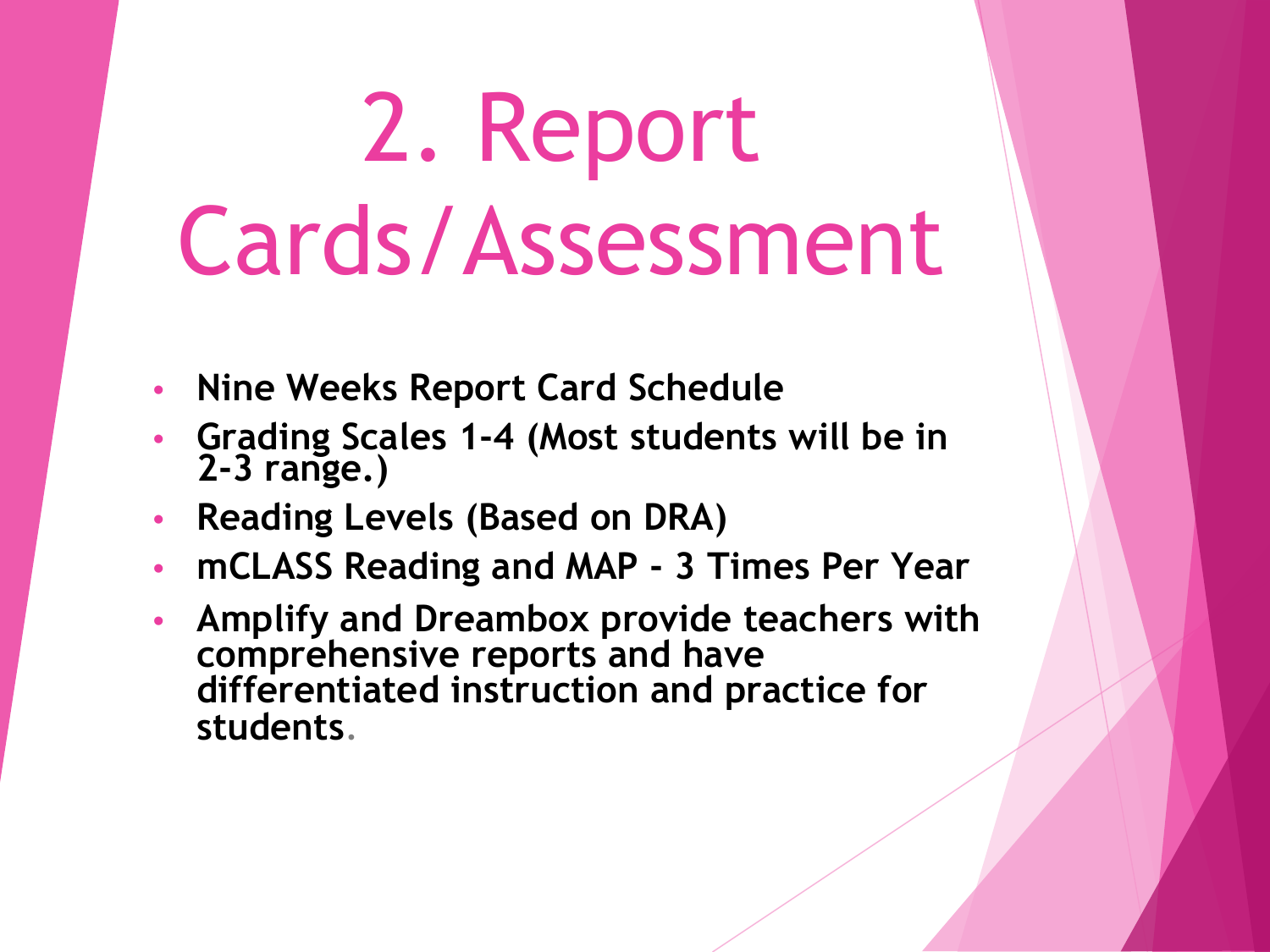# 2. Report Cards/Assessment

- **Nine Weeks Report Card Schedule**
- **Grading Scales 1-4 (Most students will be in 2-3 range.)**
- **Reading Levels (Based on DRA)**
- **mCLASS Reading and MAP - 3 Times Per Year**
- **Amplify and Dreambox provide teachers with comprehensive reports and have differentiated instruction and practice for students.**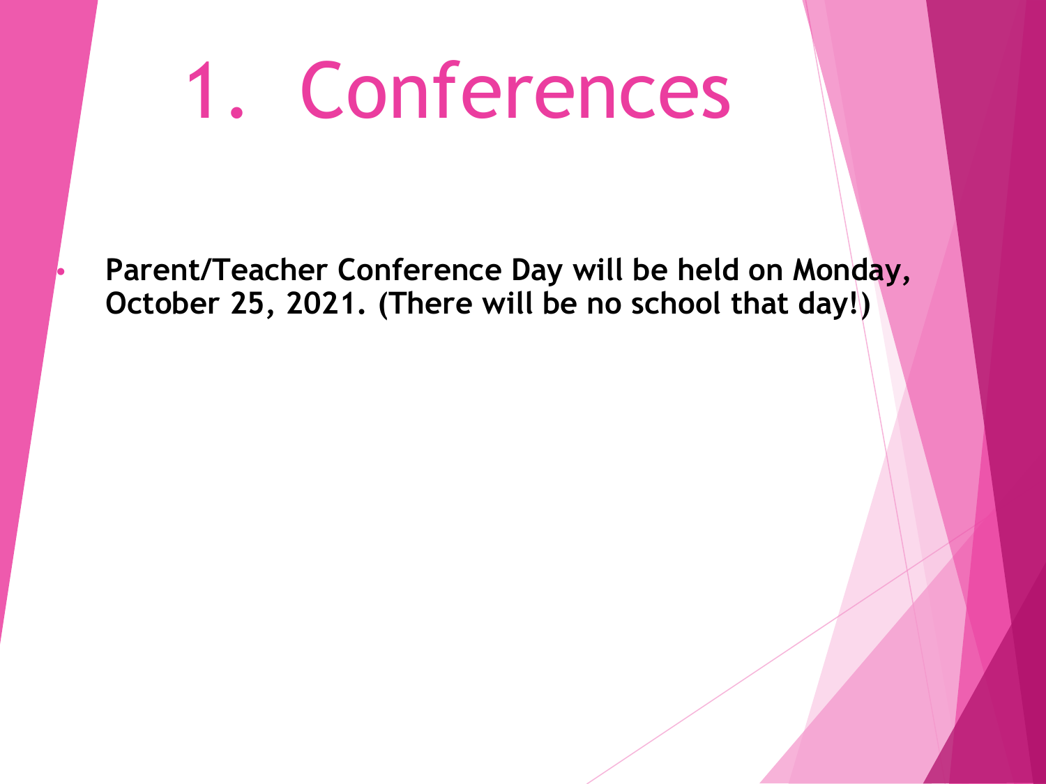# 1. Conferences

- **Parent/Teacher Conference Day will be held on Monday, October 25, 2021. (There will be no school that day!)**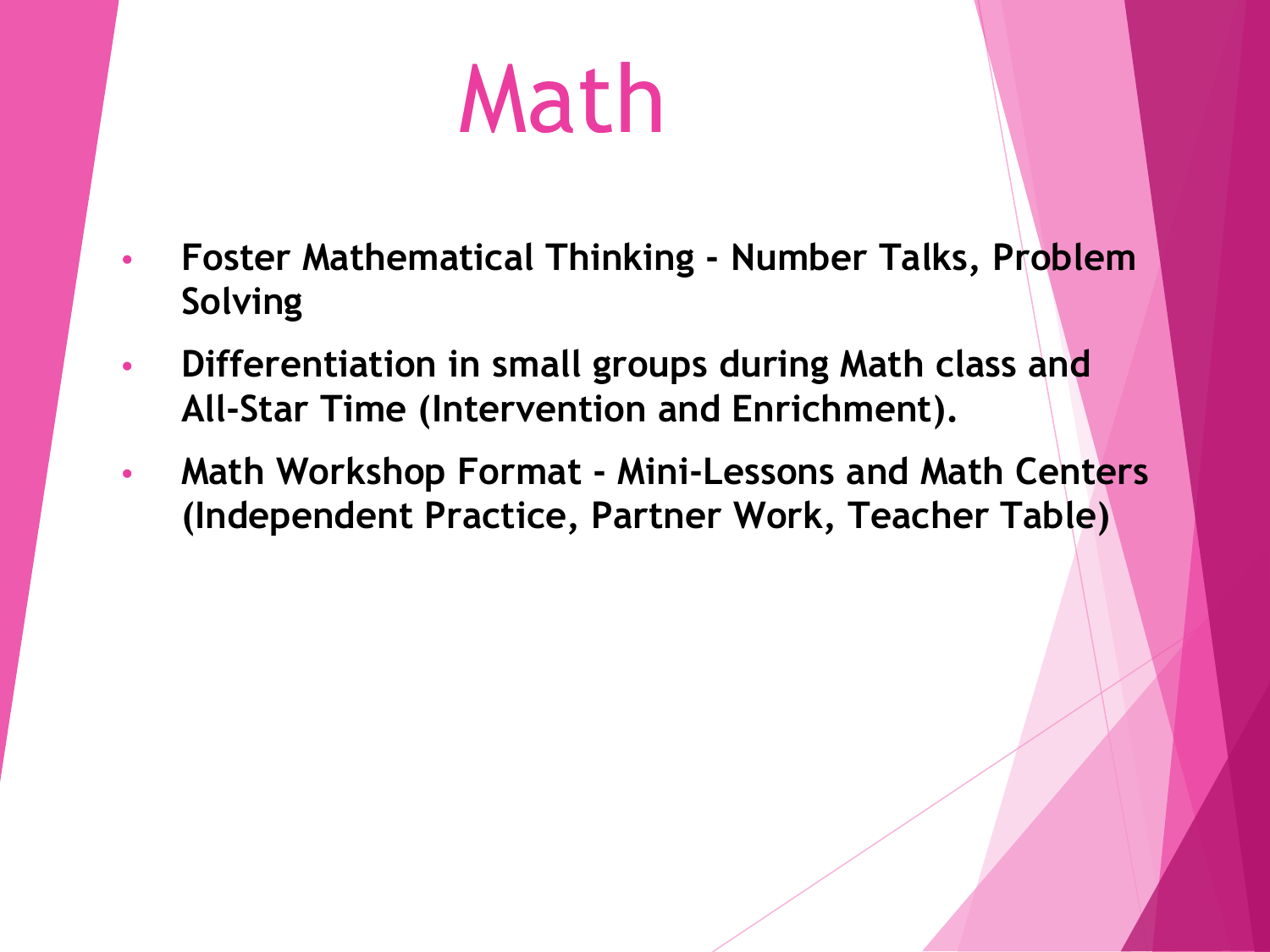# Math

- **Foster Mathematical Thinking - Number Talks, Problem Solving**
- **Differentiation in small groups during Math class and All-Star Time (Intervention and Enrichment).**
- **Math Workshop Format - Mini-Lessons and Math Centers (Independent Practice, Partner Work, Teacher Table)**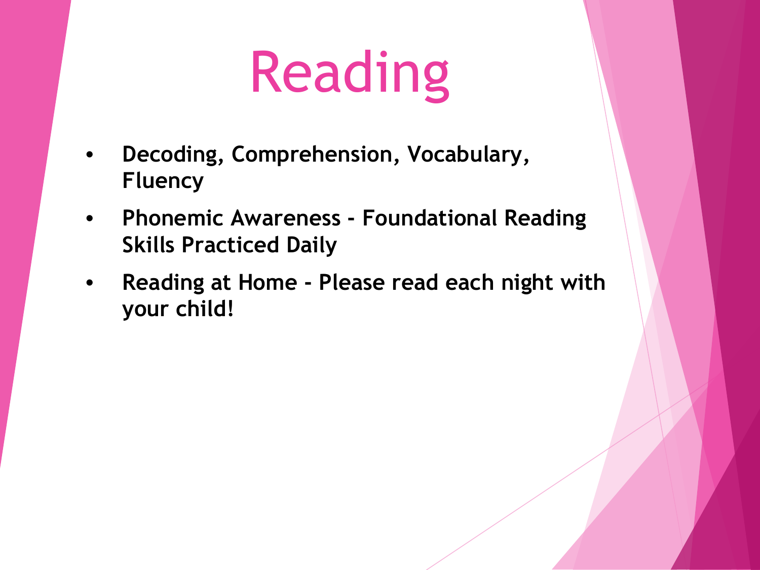# Reading

- **Decoding, Comprehension, Vocabulary, Fluency**
- **Phonemic Awareness - Foundational Reading Skills Practiced Daily**
- **Reading at Home - Please read each night with your child!**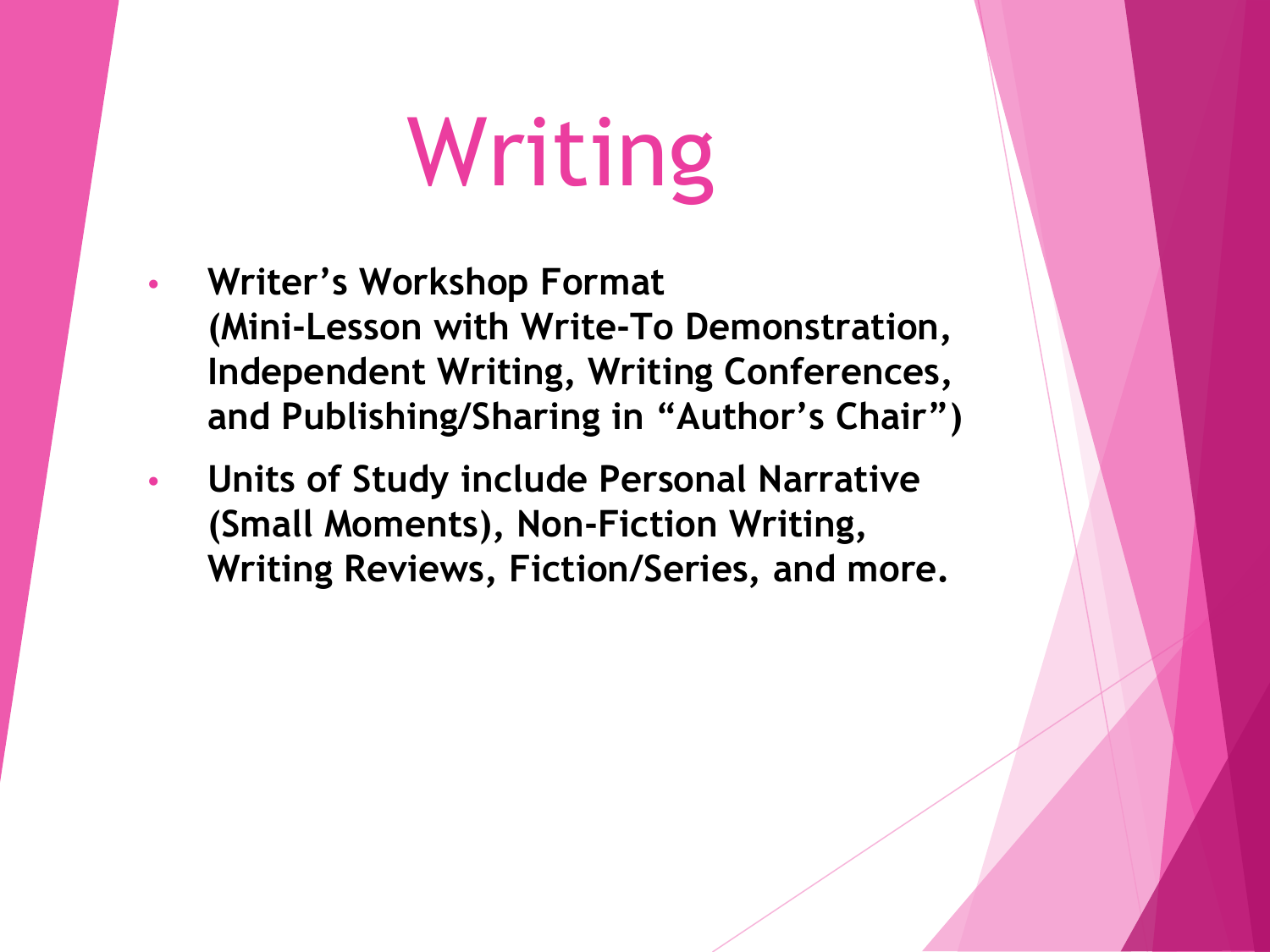# Writing

- **Writer's Workshop Format (Mini-Lesson with Write-To Demonstration, Independent Writing, Writing Conferences, and Publishing/Sharing in "Author's Chair")**
- **Units of Study include Personal Narrative (Small Moments), Non-Fiction Writing, Writing Reviews, Fiction/Series, and more.**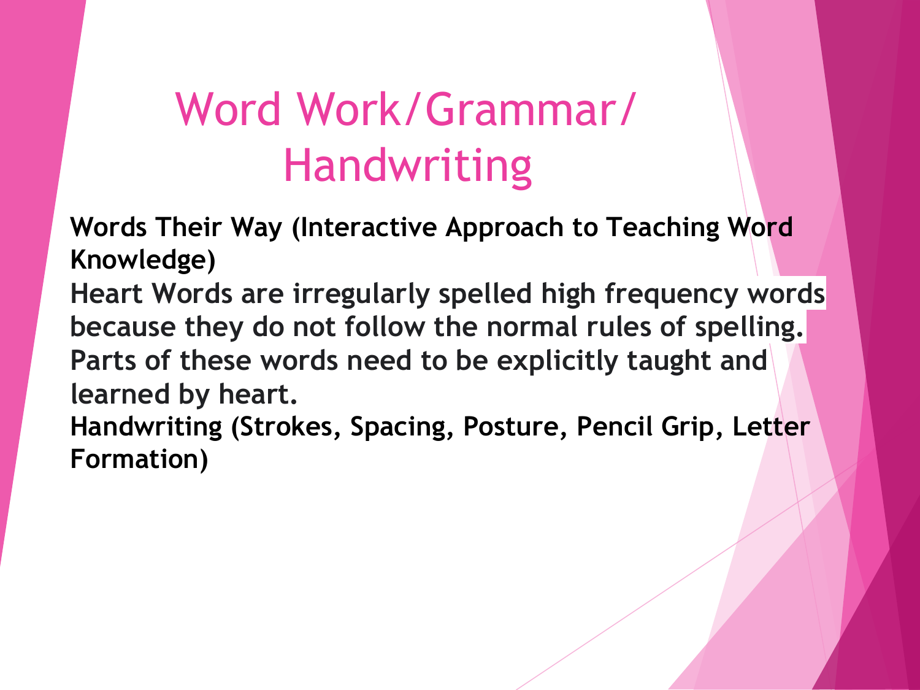# Word Work/Grammar/ Handwriting

**Words Their Way (Interactive Approach to Teaching Word Knowledge)**

**Heart Words are irregularly spelled high frequency words because they do not follow the normal rules of spelling. Parts of these words need to be explicitly taught and learned by heart.**

**Handwriting (Strokes, Spacing, Posture, Pencil Grip, Letter Formation)**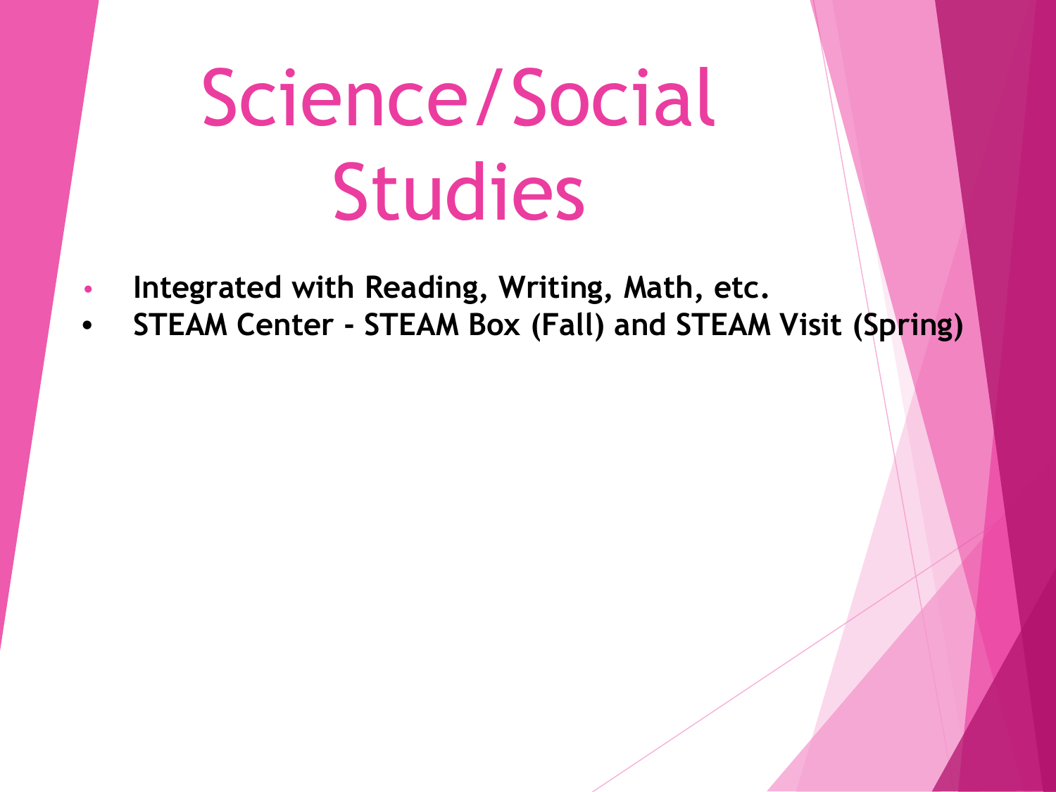# Science/Social Studies

- **Integrated with Reading, Writing, Math, etc.**
- **STEAM Center - STEAM Box (Fall) and STEAM Visit (Spring)**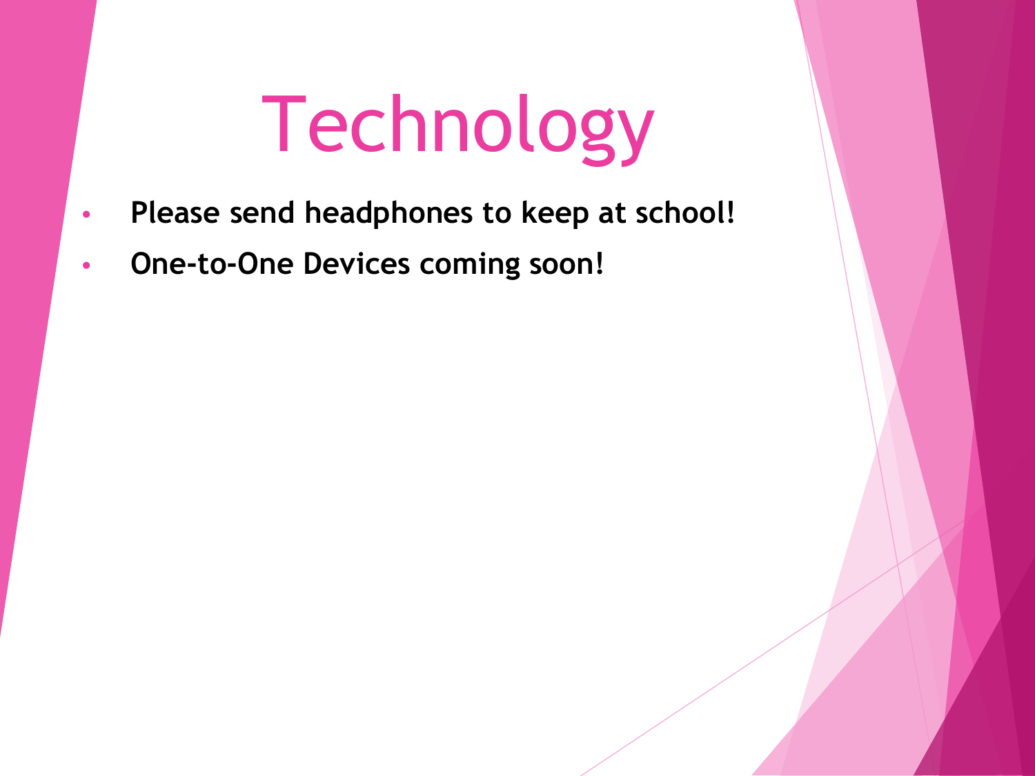# Technology

- **Please send headphones to keep at school!**
- **One-to-One Devices coming soon!**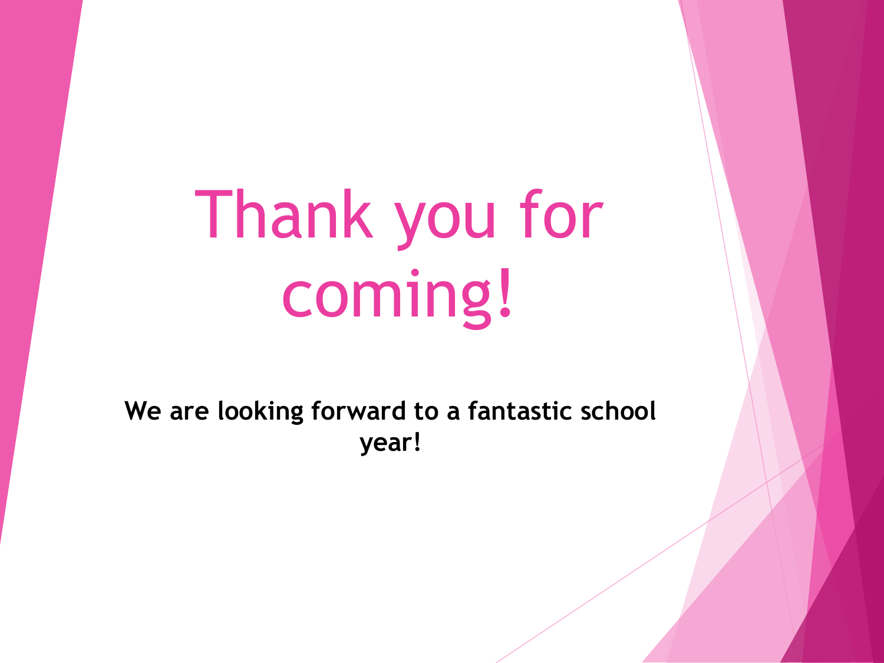# Thank you for coming!

**We are looking forward to a fantastic school year!**